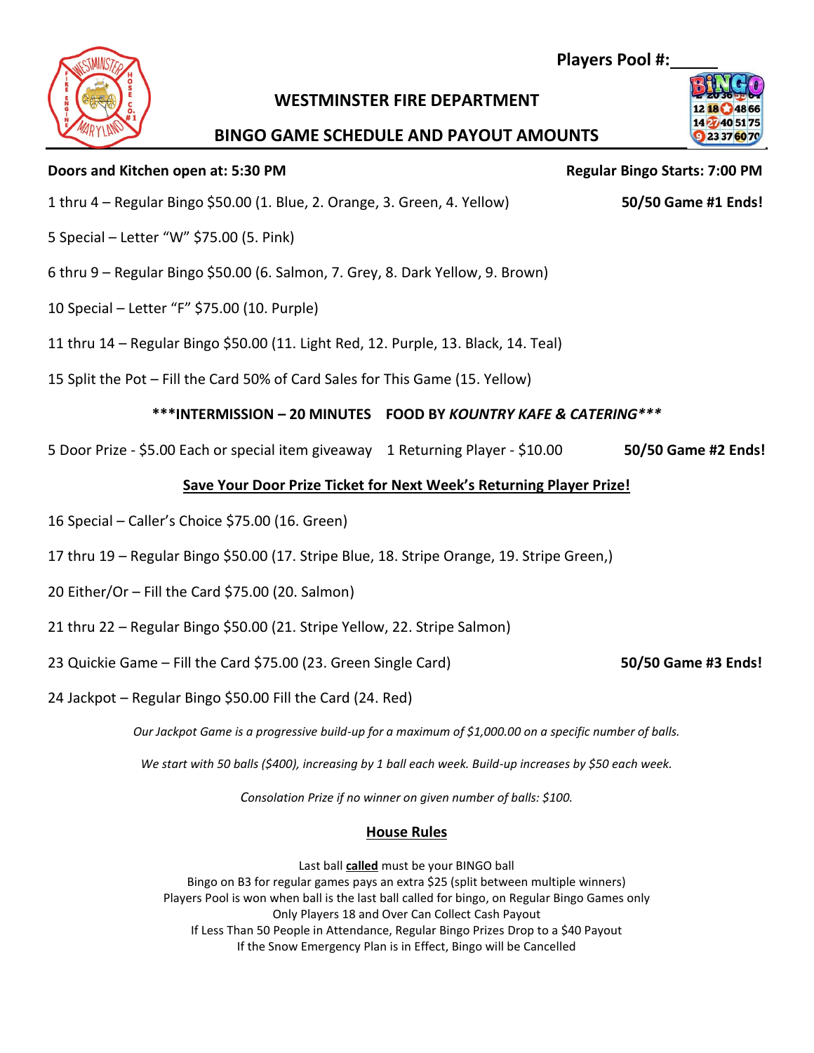**Players Pool #:\_\_\_\_\_**

## WESTMINSTER FIRE DEPARTMENT

## BINGO GAME SCHEDULE AND PAYOUT AMOUNTS

**Doors and Kitchen open at: 5:30 PM** **Regular Bingo Starts: 7:00 PM**

1 thru 4 – Regular Bingo $50.00 (1. Blue, 2. Orange, 3. Green, 4. Yellow) **50/50 Game #1 Ends!**

5 Special – Letter "W" $75.00 (5. Pink)

6 thru 9 – Regular Bingo $50.00 (6. Salmon, 7. Grey, 8. Dark Yellow, 9. Brown)

10 Special – Letter "F" $75.00 (10. Purple)

11 thru 14 – Regular Bingo $50.00 (11. Light Red, 12. Purple, 13. Black, 14. Teal)

15 Split the Pot – Fill the Card 50% of Card Sales for This Game (15. Yellow)

**\*\*\*INTERMISSION – 20 MINUTES FOOD BY *KOUNTRY KAFE & CATERING*\*\*\***

5 Door Prize - $5.00 Each or special item giveaway 1 Returning Player - $10.00 **50/50 Game #2 Ends!**

**<u>Save Your Door Prize Ticket for Next Week's Returning Player Prize!</u>**

16 Special – Caller's Choice $75.00 (16. Green)

17 thru 19 – Regular Bingo $50.00 (17. Stripe Blue, 18. Stripe Orange, 19. Stripe Green,)

20 Either/Or – Fill the Card $75.00 (20. Salmon)

21 thru 22 – Regular Bingo $50.00 (21. Stripe Yellow, 22. Stripe Salmon)

23 Quickie Game – Fill the Card $75.00 (23. Green Single Card) **50/50 Game #3 Ends!**

24 Jackpot – Regular Bingo $50.00 Fill the Card (24. Red)

*Our Jackpot Game is a progressive build-up for a maximum of $1,000.00 on a specific number of balls.*

*We start with 50 balls ($400), increasing by 1 ball each week. Build-up increases by $50 each week.*

*Consolation Prize if no winner on given number of balls: $100.*

### <u>House Rules</u>

Last ball **<u>called</u>** must be your BINGO ball
Bingo on B3 for regular games pays an extra $25 (split between multiple winners)
Players Pool is won when ball is the last ball called for bingo, on Regular Bingo Games only
Only Players 18 and Over Can Collect Cash Payout
If Less Than 50 People in Attendance, Regular Bingo Prizes Drop to a $40 Payout
If the Snow Emergency Plan is in Effect, Bingo will be Cancelled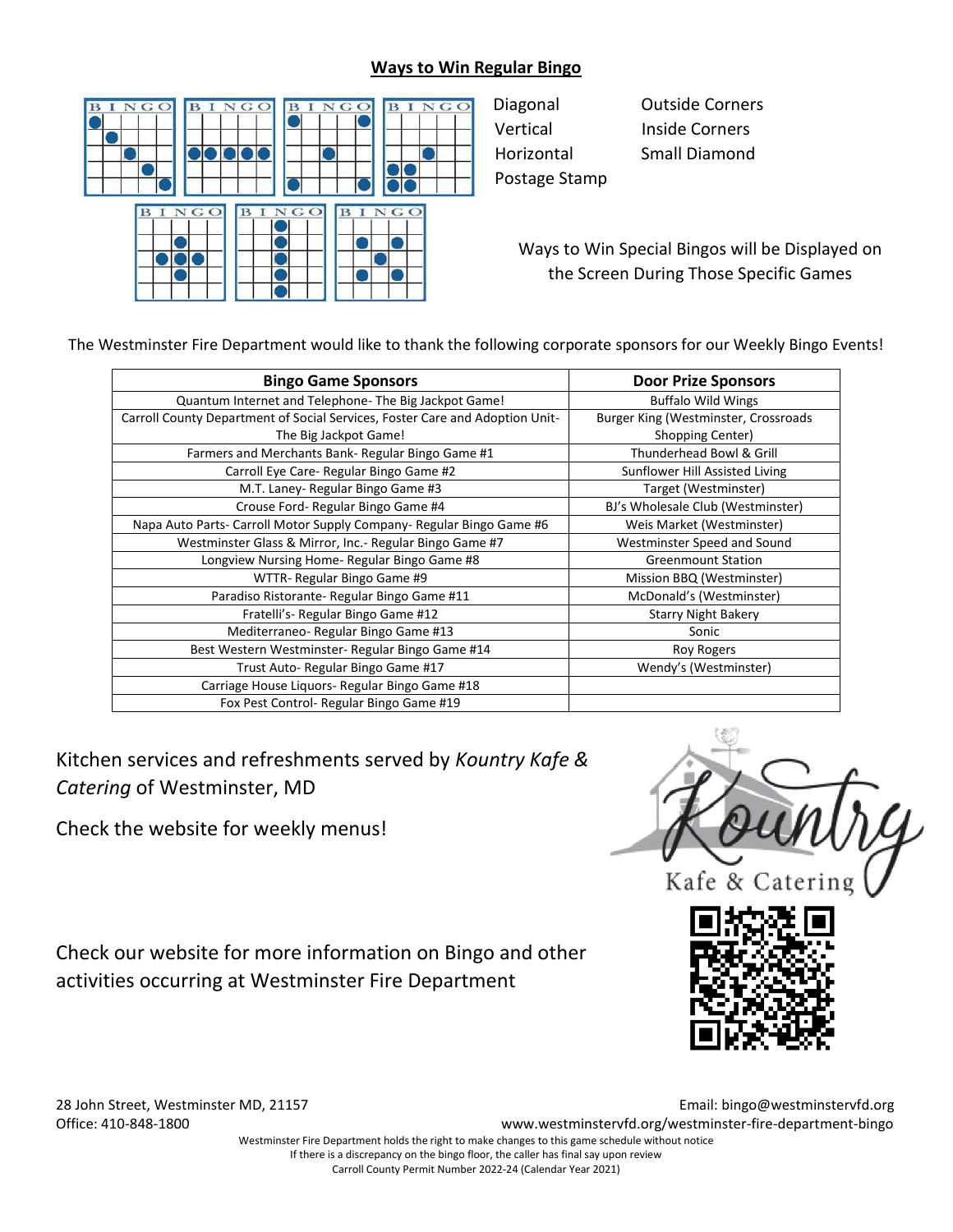## Ways to Win Regular Bingo

Diagonal
Vertical
Horizontal
Postage Stamp

Outside Corners
Inside Corners
Small Diamond

Ways to Win Special Bingos will be Displayed on the Screen During Those Specific Games

The Westminster Fire Department would like to thank the following corporate sponsors for our Weekly Bingo Events!

| Bingo Game Sponsors | Door Prize Sponsors |
| --- | --- |
| Quantum Internet and Telephone- The Big Jackpot Game! | Buffalo Wild Wings |
| Carroll County Department of Social Services, Foster Care and Adoption Unit- The Big Jackpot Game! | Burger King (Westminster, Crossroads Shopping Center) |
| Farmers and Merchants Bank- Regular Bingo Game #1 | Thunderhead Bowl & Grill |
| Carroll Eye Care- Regular Bingo Game #2 | Sunflower Hill Assisted Living |
| M.T. Laney- Regular Bingo Game #3 | Target (Westminster) |
| Crouse Ford- Regular Bingo Game #4 | BJ's Wholesale Club (Westminster) |
| Napa Auto Parts- Carroll Motor Supply Company- Regular Bingo Game #6 | Weis Market (Westminster) |
| Westminster Glass & Mirror, Inc.- Regular Bingo Game #7 | Westminster Speed and Sound |
| Longview Nursing Home- Regular Bingo Game #8 | Greenmount Station |
| WTTR- Regular Bingo Game #9 | Mission BBQ (Westminster) |
| Paradiso Ristorante- Regular Bingo Game #11 | McDonald's (Westminster) |
| Fratelli's- Regular Bingo Game #12 | Starry Night Bakery |
| Mediterraneo- Regular Bingo Game #13 | Sonic |
| Best Western Westminster- Regular Bingo Game #14 | Roy Rogers |
| Trust Auto- Regular Bingo Game #17 | Wendy's (Westminster) |
| Carriage House Liquors- Regular Bingo Game #18 | |
| Fox Pest Control- Regular Bingo Game #19 | |

Kitchen services and refreshments served by *Kountry Kafe & Catering* of Westminster, MD

Check the website for weekly menus!

Check our website for more information on Bingo and other activities occurring at Westminster Fire Department

28 John Street, Westminster MD, 21157
Office: 410-848-1800

Email: bingo@westminstervfd.org
www.westminstervfd.org/westminster-fire-department-bingo

Westminster Fire Department holds the right to make changes to this game schedule without notice
If there is a discrepancy on the bingo floor, the caller has final say upon review
Carroll County Permit Number 2022-24 (Calendar Year 2021)